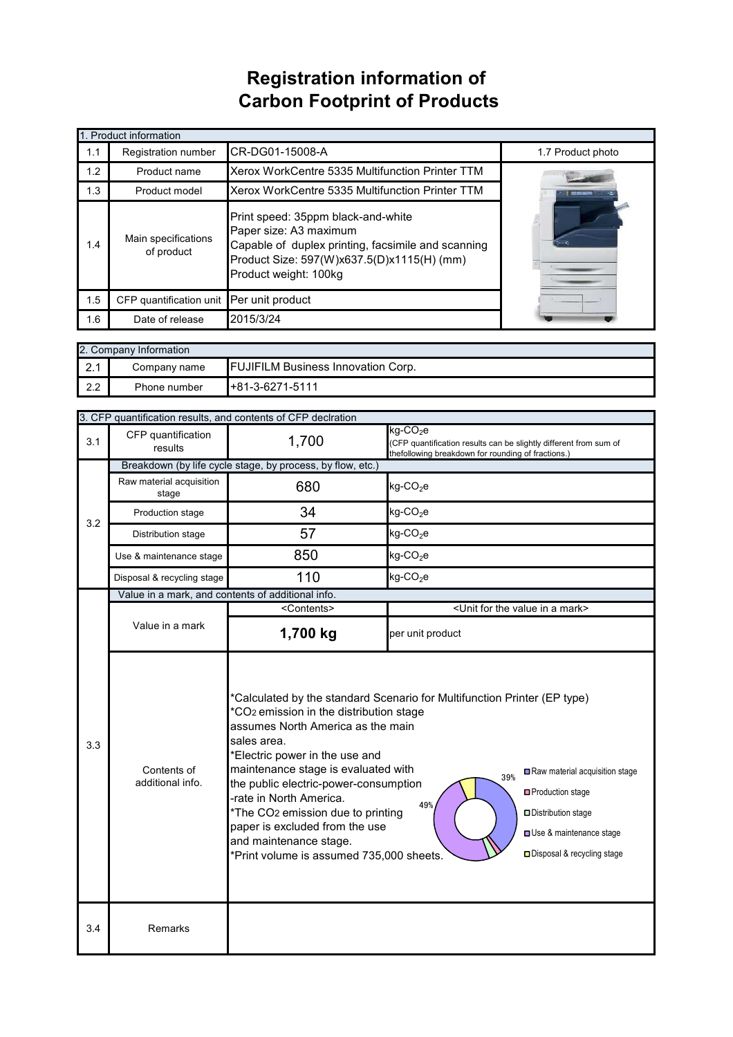# Registration information of Carbon Footprint of Products

| 1. Product information | | | |
|---|---|---|---|
| 1.1 | Registration number | CR-DG01-15008-A | 1.7 Product photo |
| 1.2 | Product name | Xerox WorkCentre 5335 Multifunction Printer TTM | |
| 1.3 | Product model | Xerox WorkCentre 5335 Multifunction Printer TTM | |
| 1.4 | Main specifications of product | Print speed: 35ppm black-and-white<br>Paper size: A3 maximum<br>Capable of duplex printing, facsimile and scanning<br>Product Size: 597(W)x637.5(D)x1115(H) (mm)<br>Product weight: 100kg | |
| 1.5 | CFP quantification unit | Per unit product | |
| 1.6 | Date of release | 2015/3/24 | |

| 2. Company Information | | |
|---|---|---|
| 2.1 | Company name | FUJIFILM Business Innovation Corp. |
| 2.2 | Phone number | +81-3-6271-5111 |

| 3. CFP quantification results, and contents of CFP declration | | | |
|---|---|---|---|
| 3.1 | CFP quantification results | 1,700 | kg-$CO_2$e<br>(CFP quantification results can be slightly different from sum of thefollowing breakdown for rounding of fractions.) |
| 3.2 | Breakdown (by life cycle stage, by process, by flow, etc.) | | |
| | Raw material acquisition stage | 680 | kg-$CO_2$e |
| | Production stage | 34 | kg-$CO_2$e |
| | Distribution stage | 57 | kg-$CO_2$e |
| | Use & maintenance stage | 850 | kg-$CO_2$e |
| | Disposal & recycling stage | 110 | kg-$CO_2$e |
| 3.3 | Value in a mark, and contents of additional info. | | |
| | | <Contents> | <Unit for the value in a mark> |
| | Value in a mark | **1,700 kg** | per unit product |
| | Contents of additional info. | *Calculated by the standard Scenario for Multifunction Printer (EP type)<br>*$CO_2$ emission in the distribution stage assumes North America as the main sales area.<br>*Electric power in the use and maintenance stage is evaluated with the public electric-power-consumption -rate in North America.<br>*The $CO_2$ emission due to printing paper is excluded from the use and maintenance stage.<br>*Print volume is assumed 735,000 sheets.<br>[Chart: Raw material acquisition stage 39%; Production stage; Distribution stage; Use & maintenance stage 49%; Disposal & recycling stage] | |
| 3.4 | Remarks | | |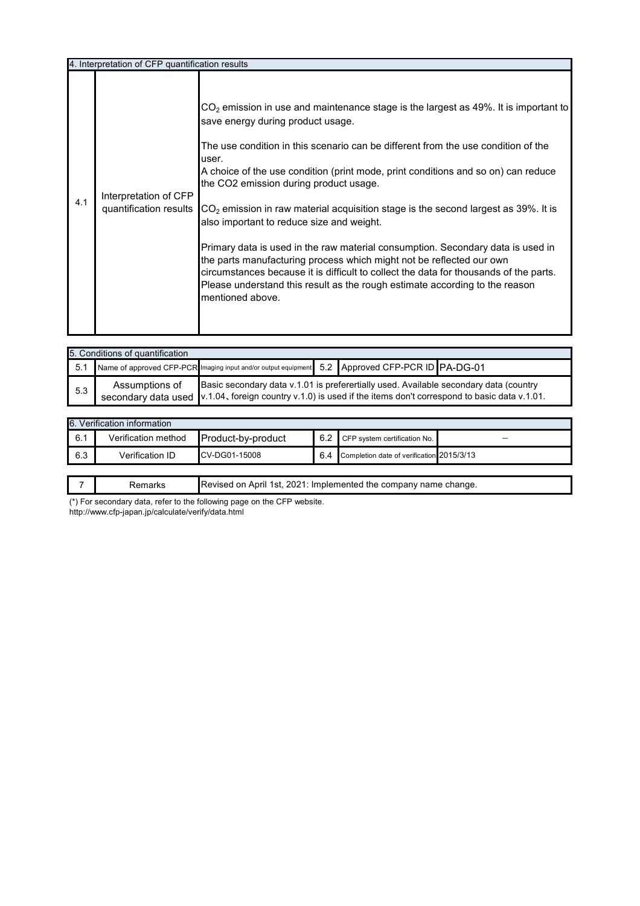| 4. Interpretation of CFP quantification results | | |
|---|---|---|
| 4.1 | Interpretation of CFP quantification results | $CO_2$ emission in use and maintenance stage is the largest as 49%. It is important to save energy during product usage.<br><br>The use condition in this scenario can be different from the use condition of the user.<br>A choice of the use condition (print mode, print conditions and so on) can reduce the CO2 emission during product usage.<br><br>$CO_2$ emission in raw material acquisition stage is the second largest as 39%. It is also important to reduce size and weight.<br><br>Primary data is used in the raw material consumption. Secondary data is used in the parts manufacturing process which might not be reflected our own circumstances because it is difficult to collect the data for thousands of the parts. Please understand this result as the rough estimate according to the reason mentioned above. |

| 5. Conditions of quantification | | | | | |
|---|---|---|---|---|---|
| 5.1 | Name of approved CFP-PCR | Imaging input and/or output equipment | 5.2 | Approved CFP-PCR ID | PA-DG-01 |
| 5.3 | Assumptions of secondary data used | Basic secondary data v.1.01 is preferertially used. Available secondary data (country v.1.04、foreign country v.1.0) is used if the items don't correspond to basic data v.1.01. | | | |

| 6. Verification information | | | | | |
|---|---|---|---|---|---|
| 6.1 | Verification method | Product-by-product | 6.2 | CFP system certification No. | － |
| 6.3 | Verification ID | CV-DG01-15008 | 6.4 | Completion date of verification | 2015/3/13 |

| | | |
|---|---|---|
| 7 | Remarks | Revised on April 1st, 2021: Implemented the company name change. |

(*) For secondary data, refer to the following page on the CFP website.
http://www.cfp-japan.jp/calculate/verify/data.html